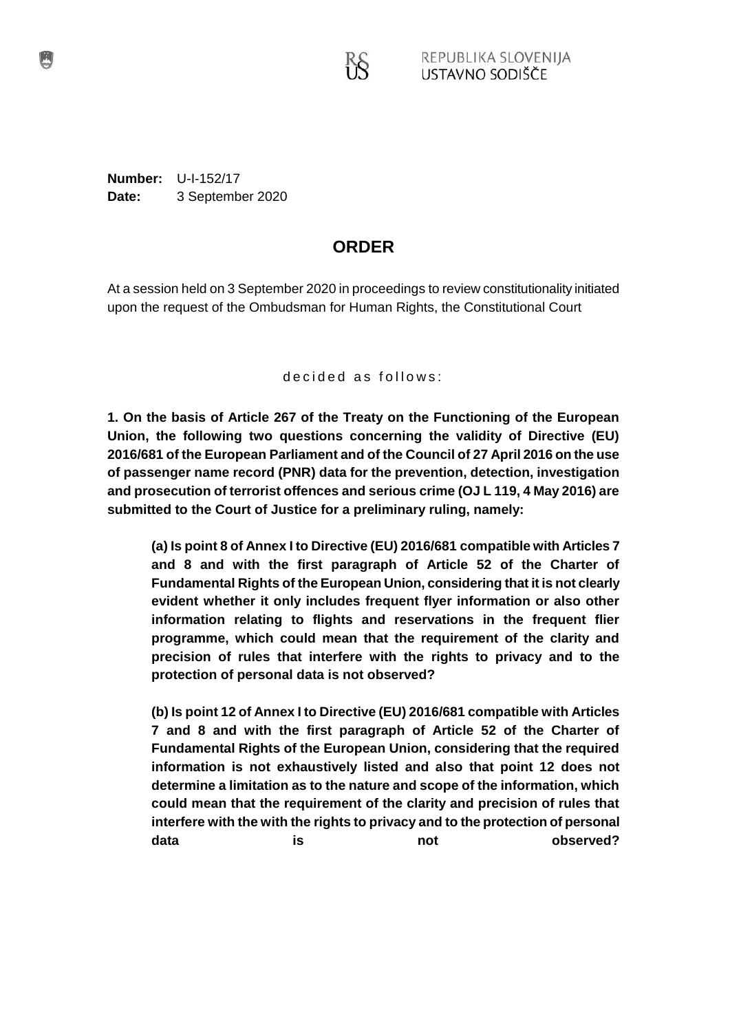REPUBLIKA SLOVENIJA
USTAVNO SODIŠČE

**Number:** U-I-152/17
**Date:** 3 September 2020

# ORDER

At a session held on 3 September 2020 in proceedings to review constitutionality initiated upon the request of the Ombudsman for Human Rights, the Constitutional Court

decided as follows:

**1. On the basis of Article 267 of the Treaty on the Functioning of the European Union, the following two questions concerning the validity of Directive (EU) 2016/681 of the European Parliament and of the Council of 27 April 2016 on the use of passenger name record (PNR) data for the prevention, detection, investigation and prosecution of terrorist offences and serious crime (OJ L 119, 4 May 2016) are submitted to the Court of Justice for a preliminary ruling, namely:**

> **(a) Is point 8 of Annex I to Directive (EU) 2016/681 compatible with Articles 7 and 8 and with the first paragraph of Article 52 of the Charter of Fundamental Rights of the European Union, considering that it is not clearly evident whether it only includes frequent flyer information or also other information relating to flights and reservations in the frequent flier programme, which could mean that the requirement of the clarity and precision of rules that interfere with the rights to privacy and to the protection of personal data is not observed?**
>
> **(b) Is point 12 of Annex I to Directive (EU) 2016/681 compatible with Articles 7 and 8 and with the first paragraph of Article 52 of the Charter of Fundamental Rights of the European Union, considering that the required information is not exhaustively listed and also that point 12 does not determine a limitation as to the nature and scope of the information, which could mean that the requirement of the clarity and precision of rules that interfere with the with the rights to privacy and to the protection of personal data is not observed?**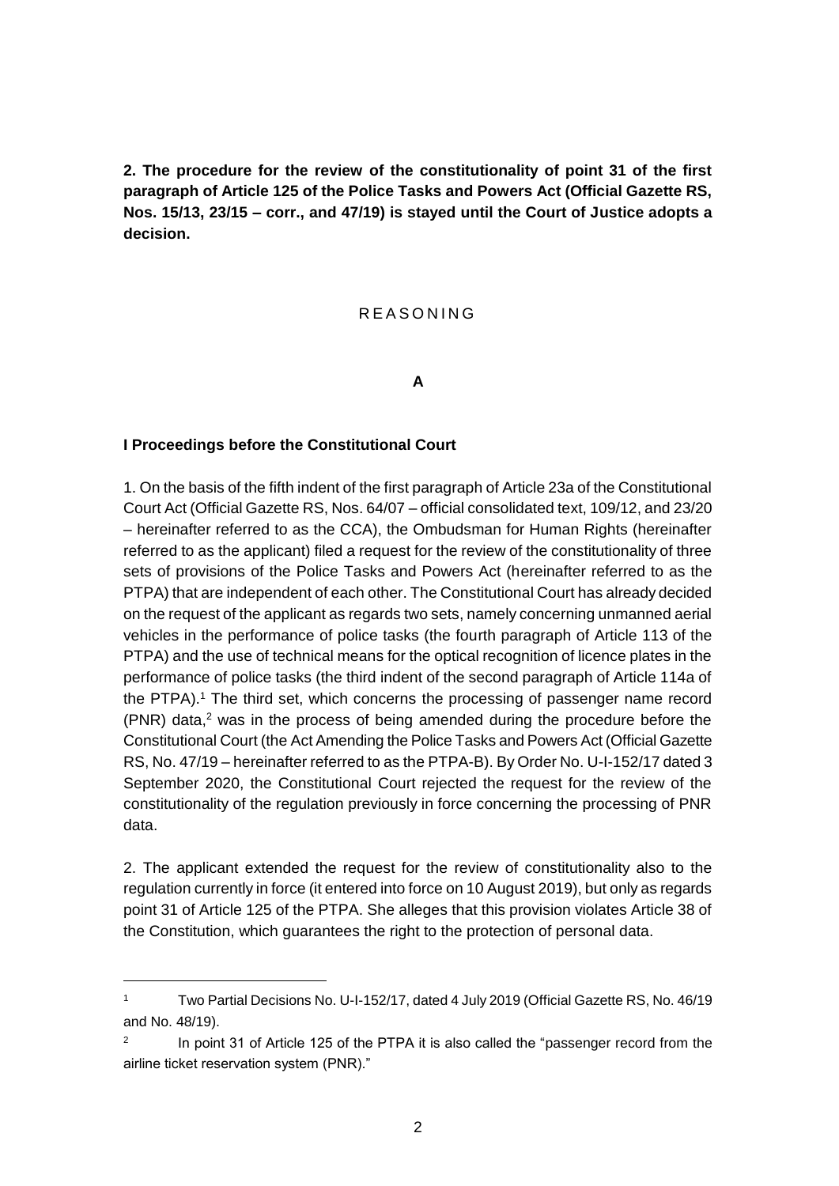**2. The procedure for the review of the constitutionality of point 31 of the first paragraph of Article 125 of the Police Tasks and Powers Act (Official Gazette RS, Nos. 15/13, 23/15 – corr., and 47/19) is stayed until the Court of Justice adopts a decision.**

## R E A S O N I N G

### A

### I Proceedings before the Constitutional Court

1. On the basis of the fifth indent of the first paragraph of Article 23a of the Constitutional Court Act (Official Gazette RS, Nos. 64/07 – official consolidated text, 109/12, and 23/20 – hereinafter referred to as the CCA), the Ombudsman for Human Rights (hereinafter referred to as the applicant) filed a request for the review of the constitutionality of three sets of provisions of the Police Tasks and Powers Act (hereinafter referred to as the PTPA) that are independent of each other. The Constitutional Court has already decided on the request of the applicant as regards two sets, namely concerning unmanned aerial vehicles in the performance of police tasks (the fourth paragraph of Article 113 of the PTPA) and the use of technical means for the optical recognition of licence plates in the performance of police tasks (the third indent of the second paragraph of Article 114a of the PTPA).[1] The third set, which concerns the processing of passenger name record (PNR) data,[2] was in the process of being amended during the procedure before the Constitutional Court (the Act Amending the Police Tasks and Powers Act (Official Gazette RS, No. 47/19 – hereinafter referred to as the PTPA-B). By Order No. U-I-152/17 dated 3 September 2020, the Constitutional Court rejected the request for the review of the constitutionality of the regulation previously in force concerning the processing of PNR data.

2. The applicant extended the request for the review of constitutionality also to the regulation currently in force (it entered into force on 10 August 2019), but only as regards point 31 of Article 125 of the PTPA. She alleges that this provision violates Article 38 of the Constitution, which guarantees the right to the protection of personal data.

---

[1] Two Partial Decisions No. U-I-152/17, dated 4 July 2019 (Official Gazette RS, No. 46/19 and No. 48/19).

[2] In point 31 of Article 125 of the PTPA it is also called the "passenger record from the airline ticket reservation system (PNR)."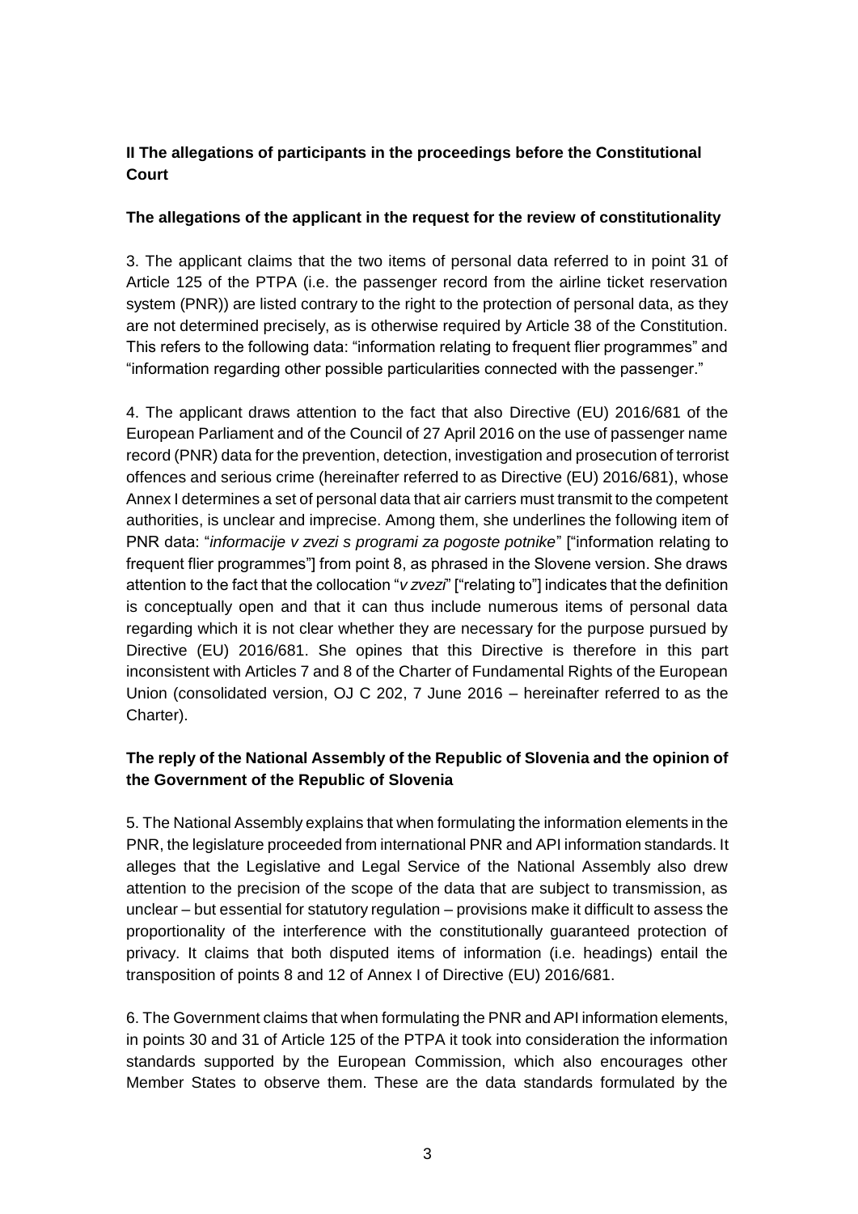## II The allegations of participants in the proceedings before the Constitutional Court

### The allegations of the applicant in the request for the review of constitutionality

3. The applicant claims that the two items of personal data referred to in point 31 of Article 125 of the PTPA (i.e. the passenger record from the airline ticket reservation system (PNR)) are listed contrary to the right to the protection of personal data, as they are not determined precisely, as is otherwise required by Article 38 of the Constitution. This refers to the following data: "information relating to frequent flier programmes" and "information regarding other possible particularities connected with the passenger."

4. The applicant draws attention to the fact that also Directive (EU) 2016/681 of the European Parliament and of the Council of 27 April 2016 on the use of passenger name record (PNR) data for the prevention, detection, investigation and prosecution of terrorist offences and serious crime (hereinafter referred to as Directive (EU) 2016/681), whose Annex I determines a set of personal data that air carriers must transmit to the competent authorities, is unclear and imprecise. Among them, she underlines the following item of PNR data: "*informacije v zvezi s programi za pogoste potnike*" ["information relating to frequent flier programmes"] from point 8, as phrased in the Slovene version. She draws attention to the fact that the collocation "*v zvezi*" ["relating to"] indicates that the definition is conceptually open and that it can thus include numerous items of personal data regarding which it is not clear whether they are necessary for the purpose pursued by Directive (EU) 2016/681. She opines that this Directive is therefore in this part inconsistent with Articles 7 and 8 of the Charter of Fundamental Rights of the European Union (consolidated version, OJ C 202, 7 June 2016 – hereinafter referred to as the Charter).

### The reply of the National Assembly of the Republic of Slovenia and the opinion of the Government of the Republic of Slovenia

5. The National Assembly explains that when formulating the information elements in the PNR, the legislature proceeded from international PNR and API information standards. It alleges that the Legislative and Legal Service of the National Assembly also drew attention to the precision of the scope of the data that are subject to transmission, as unclear – but essential for statutory regulation – provisions make it difficult to assess the proportionality of the interference with the constitutionally guaranteed protection of privacy. It claims that both disputed items of information (i.e. headings) entail the transposition of points 8 and 12 of Annex I of Directive (EU) 2016/681.

6. The Government claims that when formulating the PNR and API information elements, in points 30 and 31 of Article 125 of the PTPA it took into consideration the information standards supported by the European Commission, which also encourages other Member States to observe them. These are the data standards formulated by the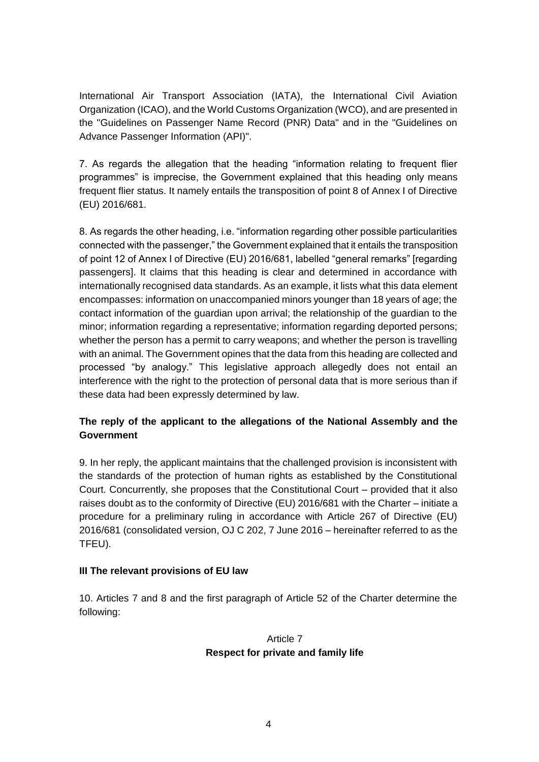International Air Transport Association (IATA), the International Civil Aviation Organization (ICAO), and the World Customs Organization (WCO), and are presented in the "Guidelines on Passenger Name Record (PNR) Data" and in the "Guidelines on Advance Passenger Information (API)".

7. As regards the allegation that the heading "information relating to frequent flier programmes" is imprecise, the Government explained that this heading only means frequent flier status. It namely entails the transposition of point 8 of Annex I of Directive (EU) 2016/681.

8. As regards the other heading, i.e. "information regarding other possible particularities connected with the passenger," the Government explained that it entails the transposition of point 12 of Annex I of Directive (EU) 2016/681, labelled "general remarks" [regarding passengers]. It claims that this heading is clear and determined in accordance with internationally recognised data standards. As an example, it lists what this data element encompasses: information on unaccompanied minors younger than 18 years of age; the contact information of the guardian upon arrival; the relationship of the guardian to the minor; information regarding a representative; information regarding deported persons; whether the person has a permit to carry weapons; and whether the person is travelling with an animal. The Government opines that the data from this heading are collected and processed "by analogy." This legislative approach allegedly does not entail an interference with the right to the protection of personal data that is more serious than if these data had been expressly determined by law.

**The reply of the applicant to the allegations of the National Assembly and the Government**

9. In her reply, the applicant maintains that the challenged provision is inconsistent with the standards of the protection of human rights as established by the Constitutional Court. Concurrently, she proposes that the Constitutional Court – provided that it also raises doubt as to the conformity of Directive (EU) 2016/681 with the Charter – initiate a procedure for a preliminary ruling in accordance with Article 267 of Directive (EU) 2016/681 (consolidated version, OJ C 202, 7 June 2016 – hereinafter referred to as the TFEU).

## III The relevant provisions of EU law

10. Articles 7 and 8 and the first paragraph of Article 52 of the Charter determine the following:

Article 7
**Respect for private and family life**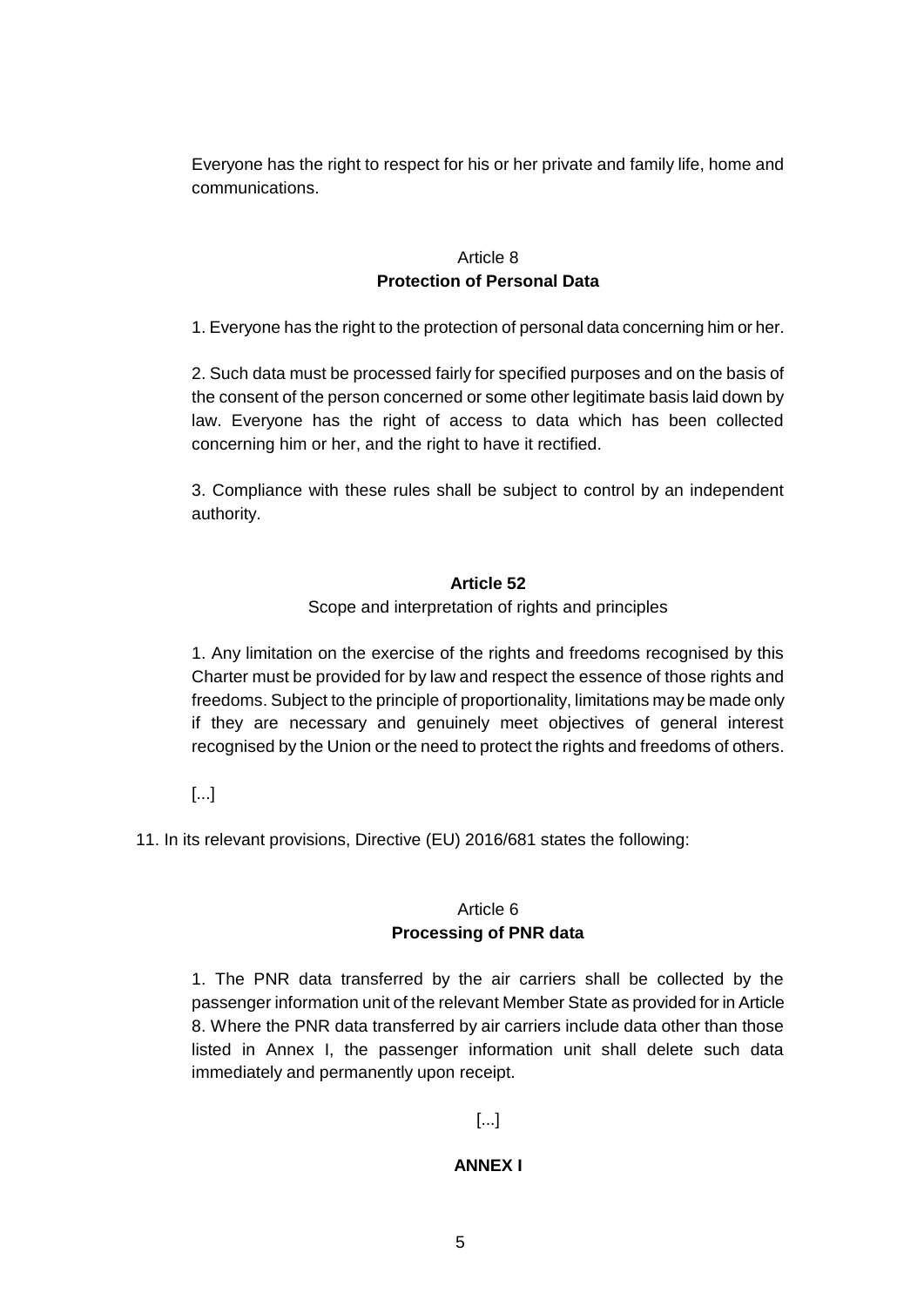Everyone has the right to respect for his or her private and family life, home and communications.

Article 8
**Protection of Personal Data**

1. Everyone has the right to the protection of personal data concerning him or her.

2. Such data must be processed fairly for specified purposes and on the basis of the consent of the person concerned or some other legitimate basis laid down by law. Everyone has the right of access to data which has been collected concerning him or her, and the right to have it rectified.

3. Compliance with these rules shall be subject to control by an independent authority.

**Article 52**
Scope and interpretation of rights and principles

1. Any limitation on the exercise of the rights and freedoms recognised by this Charter must be provided for by law and respect the essence of those rights and freedoms. Subject to the principle of proportionality, limitations may be made only if they are necessary and genuinely meet objectives of general interest recognised by the Union or the need to protect the rights and freedoms of others.

[...]

11. In its relevant provisions, Directive (EU) 2016/681 states the following:

Article 6
**Processing of PNR data**

1. The PNR data transferred by the air carriers shall be collected by the passenger information unit of the relevant Member State as provided for in Article 8. Where the PNR data transferred by air carriers include data other than those listed in Annex I, the passenger information unit shall delete such data immediately and permanently upon receipt.

[...]

**ANNEX I**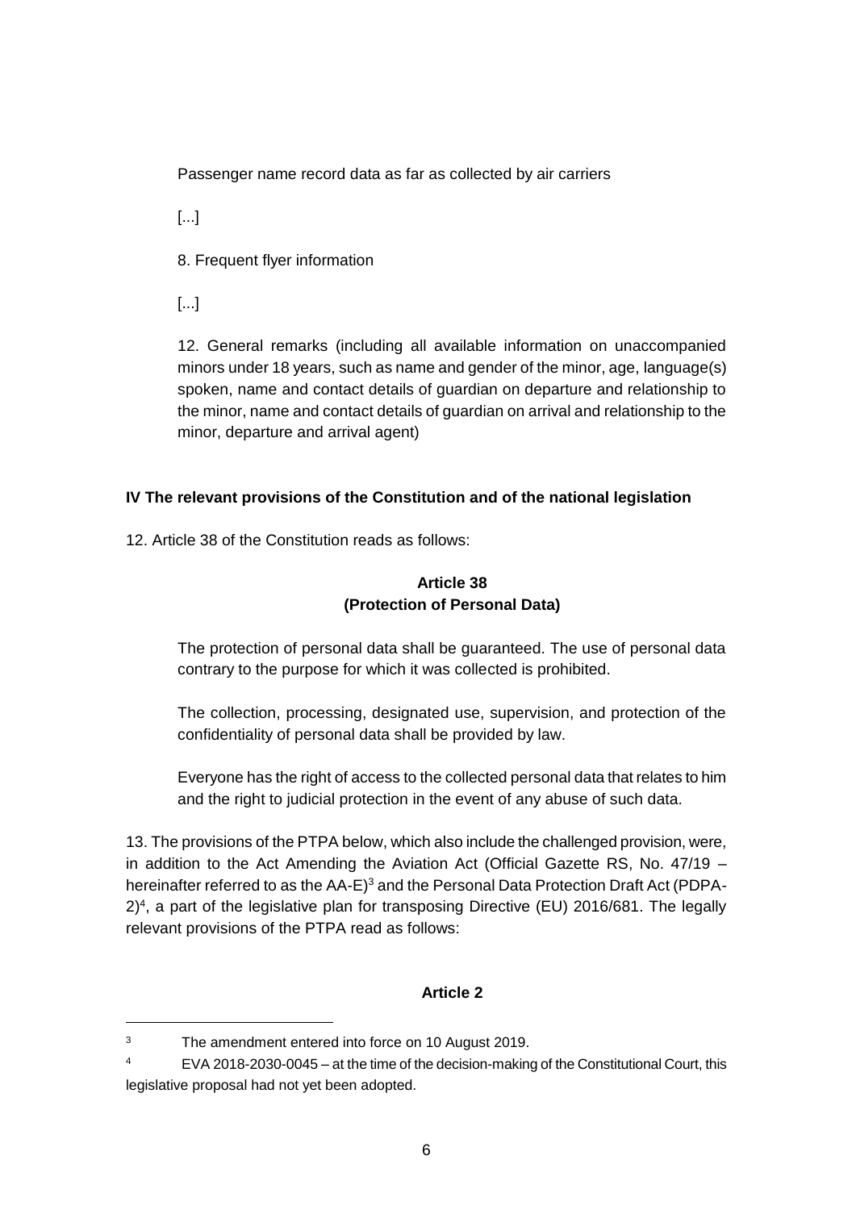Passenger name record data as far as collected by air carriers

[...]

8. Frequent flyer information

[...]

12. General remarks (including all available information on unaccompanied minors under 18 years, such as name and gender of the minor, age, language(s) spoken, name and contact details of guardian on departure and relationship to the minor, name and contact details of guardian on arrival and relationship to the minor, departure and arrival agent)

### IV The relevant provisions of the Constitution and of the national legislation

12. Article 38 of the Constitution reads as follows:

**Article 38**
**(Protection of Personal Data)**

The protection of personal data shall be guaranteed. The use of personal data contrary to the purpose for which it was collected is prohibited.

The collection, processing, designated use, supervision, and protection of the confidentiality of personal data shall be provided by law.

Everyone has the right of access to the collected personal data that relates to him and the right to judicial protection in the event of any abuse of such data.

13. The provisions of the PTPA below, which also include the challenged provision, were, in addition to the Act Amending the Aviation Act (Official Gazette RS, No. 47/19 – hereinafter referred to as the AA-E)[3] and the Personal Data Protection Draft Act (PDPA-2)[4], a part of the legislative plan for transposing Directive (EU) 2016/681. The legally relevant provisions of the PTPA read as follows:

**Article 2**

---

[3] The amendment entered into force on 10 August 2019.

[4] EVA 2018-2030-0045 – at the time of the decision-making of the Constitutional Court, this legislative proposal had not yet been adopted.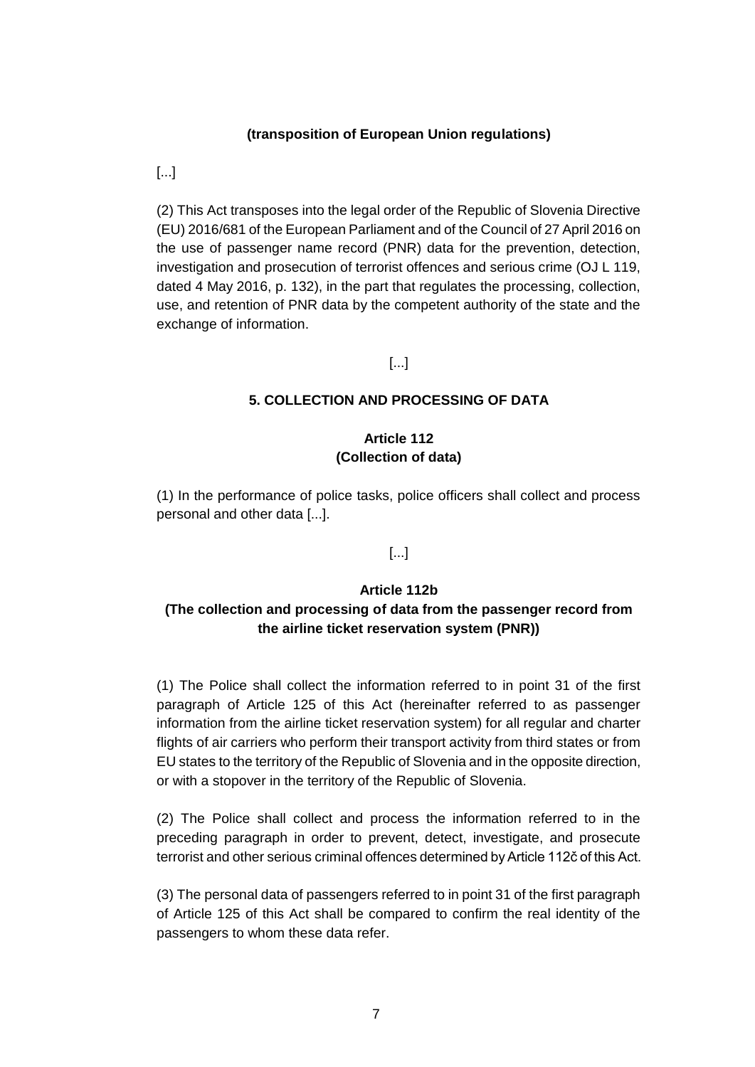**(transposition of European Union regulations)**

[...]

(2) This Act transposes into the legal order of the Republic of Slovenia Directive (EU) 2016/681 of the European Parliament and of the Council of 27 April 2016 on the use of passenger name record (PNR) data for the prevention, detection, investigation and prosecution of terrorist offences and serious crime (OJ L 119, dated 4 May 2016, p. 132), in the part that regulates the processing, collection, use, and retention of PNR data by the competent authority of the state and the exchange of information.

[...]

## 5. COLLECTION AND PROCESSING OF DATA

### Article 112
### (Collection of data)

(1) In the performance of police tasks, police officers shall collect and process personal and other data [...].

[...]

### Article 112b
### (The collection and processing of data from the passenger record from the airline ticket reservation system (PNR))

(1) The Police shall collect the information referred to in point 31 of the first paragraph of Article 125 of this Act (hereinafter referred to as passenger information from the airline ticket reservation system) for all regular and charter flights of air carriers who perform their transport activity from third states or from EU states to the territory of the Republic of Slovenia and in the opposite direction, or with a stopover in the territory of the Republic of Slovenia.

(2) The Police shall collect and process the information referred to in the preceding paragraph in order to prevent, detect, investigate, and prosecute terrorist and other serious criminal offences determined by Article 112č of this Act.

(3) The personal data of passengers referred to in point 31 of the first paragraph of Article 125 of this Act shall be compared to confirm the real identity of the passengers to whom these data refer.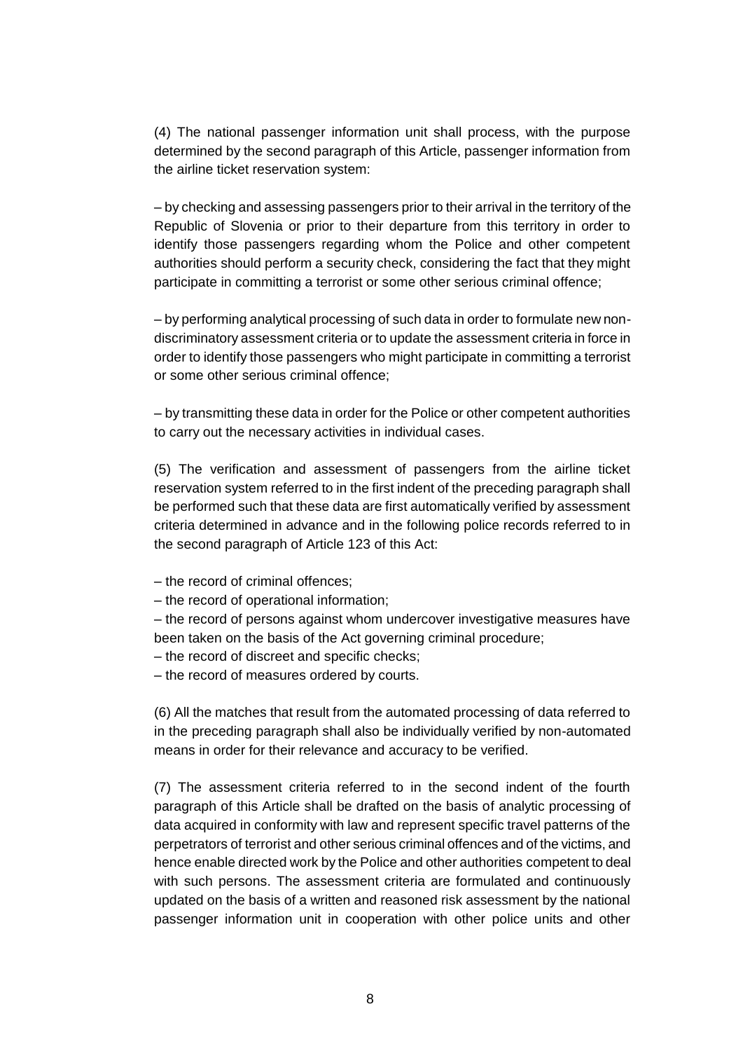(4) The national passenger information unit shall process, with the purpose determined by the second paragraph of this Article, passenger information from the airline ticket reservation system:

– by checking and assessing passengers prior to their arrival in the territory of the Republic of Slovenia or prior to their departure from this territory in order to identify those passengers regarding whom the Police and other competent authorities should perform a security check, considering the fact that they might participate in committing a terrorist or some other serious criminal offence;

– by performing analytical processing of such data in order to formulate new non-discriminatory assessment criteria or to update the assessment criteria in force in order to identify those passengers who might participate in committing a terrorist or some other serious criminal offence;

– by transmitting these data in order for the Police or other competent authorities to carry out the necessary activities in individual cases.

(5) The verification and assessment of passengers from the airline ticket reservation system referred to in the first indent of the preceding paragraph shall be performed such that these data are first automatically verified by assessment criteria determined in advance and in the following police records referred to in the second paragraph of Article 123 of this Act:

– the record of criminal offences;
– the record of operational information;
– the record of persons against whom undercover investigative measures have been taken on the basis of the Act governing criminal procedure;
– the record of discreet and specific checks;
– the record of measures ordered by courts.

(6) All the matches that result from the automated processing of data referred to in the preceding paragraph shall also be individually verified by non-automated means in order for their relevance and accuracy to be verified.

(7) The assessment criteria referred to in the second indent of the fourth paragraph of this Article shall be drafted on the basis of analytic processing of data acquired in conformity with law and represent specific travel patterns of the perpetrators of terrorist and other serious criminal offences and of the victims, and hence enable directed work by the Police and other authorities competent to deal with such persons. The assessment criteria are formulated and continuously updated on the basis of a written and reasoned risk assessment by the national passenger information unit in cooperation with other police units and other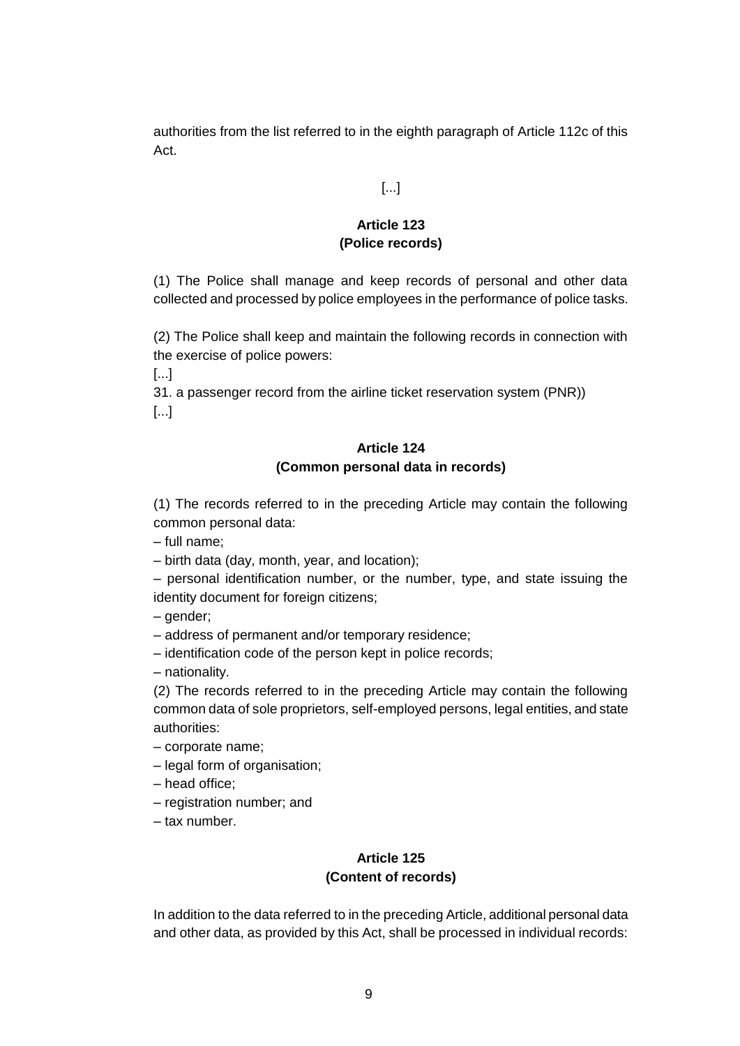authorities from the list referred to in the eighth paragraph of Article 112c of this Act.

[...]

### Article 123
### (Police records)

(1) The Police shall manage and keep records of personal and other data collected and processed by police employees in the performance of police tasks.

(2) The Police shall keep and maintain the following records in connection with the exercise of police powers:
[...]
31. a passenger record from the airline ticket reservation system (PNR))
[...]

### Article 124
### (Common personal data in records)

(1) The records referred to in the preceding Article may contain the following common personal data:
– full name;
– birth data (day, month, year, and location);
– personal identification number, or the number, type, and state issuing the identity document for foreign citizens;
– gender;
– address of permanent and/or temporary residence;
– identification code of the person kept in police records;
– nationality.
(2) The records referred to in the preceding Article may contain the following common data of sole proprietors, self-employed persons, legal entities, and state authorities:
– corporate name;
– legal form of organisation;
– head office;
– registration number; and
– tax number.

### Article 125
### (Content of records)

In addition to the data referred to in the preceding Article, additional personal data and other data, as provided by this Act, shall be processed in individual records: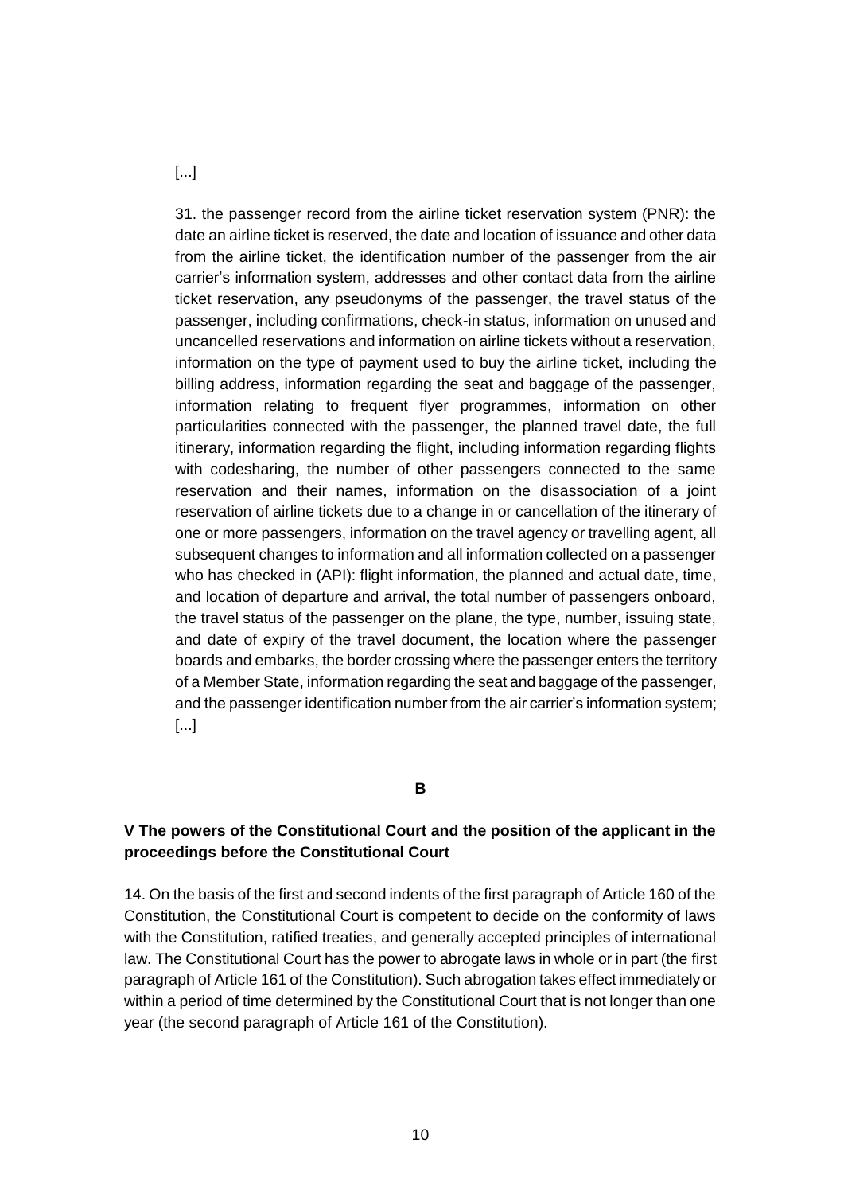[...]

31. the passenger record from the airline ticket reservation system (PNR): the date an airline ticket is reserved, the date and location of issuance and other data from the airline ticket, the identification number of the passenger from the air carrier's information system, addresses and other contact data from the airline ticket reservation, any pseudonyms of the passenger, the travel status of the passenger, including confirmations, check-in status, information on unused and uncancelled reservations and information on airline tickets without a reservation, information on the type of payment used to buy the airline ticket, including the billing address, information regarding the seat and baggage of the passenger, information relating to frequent flyer programmes, information on other particularities connected with the passenger, the planned travel date, the full itinerary, information regarding the flight, including information regarding flights with codesharing, the number of other passengers connected to the same reservation and their names, information on the disassociation of a joint reservation of airline tickets due to a change in or cancellation of the itinerary of one or more passengers, information on the travel agency or travelling agent, all subsequent changes to information and all information collected on a passenger who has checked in (API): flight information, the planned and actual date, time, and location of departure and arrival, the total number of passengers onboard, the travel status of the passenger on the plane, the type, number, issuing state, and date of expiry of the travel document, the location where the passenger boards and embarks, the border crossing where the passenger enters the territory of a Member State, information regarding the seat and baggage of the passenger, and the passenger identification number from the air carrier's information system;
[...]

**B**

## V The powers of the Constitutional Court and the position of the applicant in the proceedings before the Constitutional Court

14. On the basis of the first and second indents of the first paragraph of Article 160 of the Constitution, the Constitutional Court is competent to decide on the conformity of laws with the Constitution, ratified treaties, and generally accepted principles of international law. The Constitutional Court has the power to abrogate laws in whole or in part (the first paragraph of Article 161 of the Constitution). Such abrogation takes effect immediately or within a period of time determined by the Constitutional Court that is not longer than one year (the second paragraph of Article 161 of the Constitution).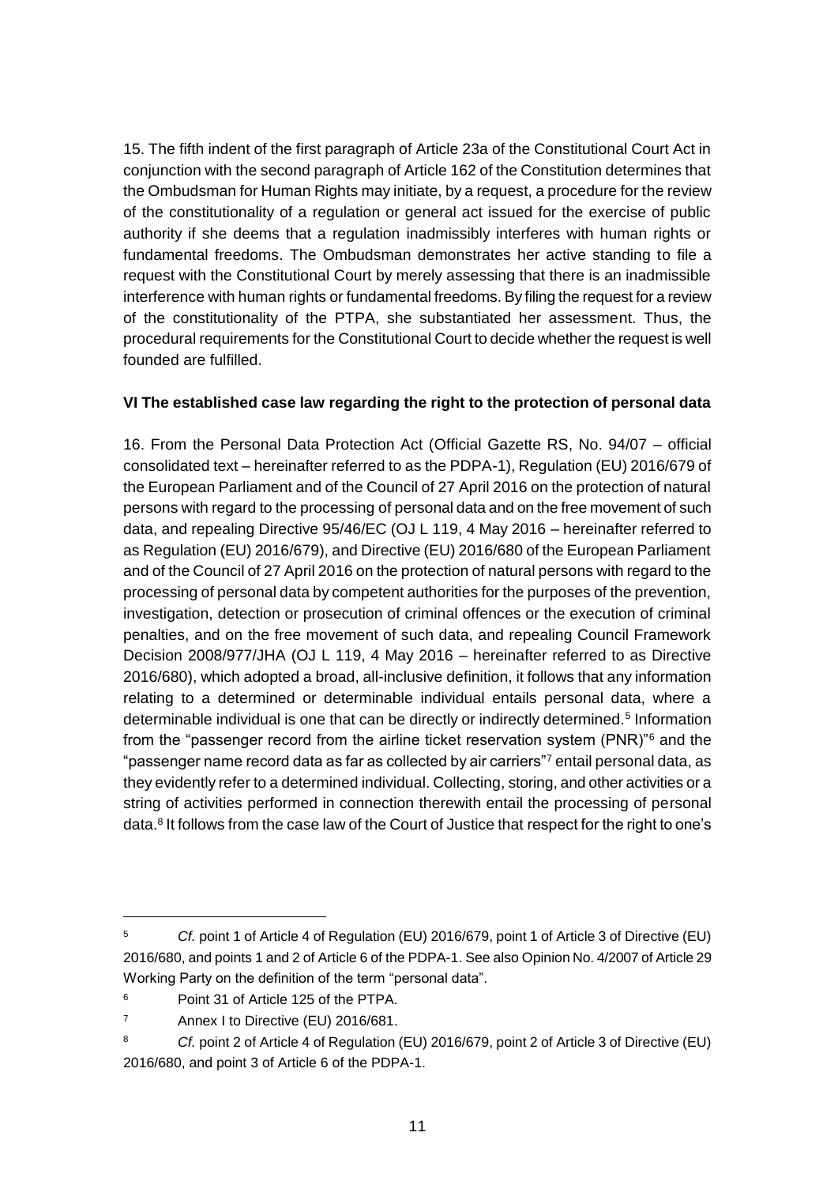15. The fifth indent of the first paragraph of Article 23a of the Constitutional Court Act in conjunction with the second paragraph of Article 162 of the Constitution determines that the Ombudsman for Human Rights may initiate, by a request, a procedure for the review of the constitutionality of a regulation or general act issued for the exercise of public authority if she deems that a regulation inadmissibly interferes with human rights or fundamental freedoms. The Ombudsman demonstrates her active standing to file a request with the Constitutional Court by merely assessing that there is an inadmissible interference with human rights or fundamental freedoms. By filing the request for a review of the constitutionality of the PTPA, she substantiated her assessment. Thus, the procedural requirements for the Constitutional Court to decide whether the request is well founded are fulfilled.

## VI The established case law regarding the right to the protection of personal data

16. From the Personal Data Protection Act (Official Gazette RS, No. 94/07 – official consolidated text – hereinafter referred to as the PDPA-1), Regulation (EU) 2016/679 of the European Parliament and of the Council of 27 April 2016 on the protection of natural persons with regard to the processing of personal data and on the free movement of such data, and repealing Directive 95/46/EC (OJ L 119, 4 May 2016 – hereinafter referred to as Regulation (EU) 2016/679), and Directive (EU) 2016/680 of the European Parliament and of the Council of 27 April 2016 on the protection of natural persons with regard to the processing of personal data by competent authorities for the purposes of the prevention, investigation, detection or prosecution of criminal offences or the execution of criminal penalties, and on the free movement of such data, and repealing Council Framework Decision 2008/977/JHA (OJ L 119, 4 May 2016 – hereinafter referred to as Directive 2016/680), which adopted a broad, all-inclusive definition, it follows that any information relating to a determined or determinable individual entails personal data, where a determinable individual is one that can be directly or indirectly determined.[5] Information from the "passenger record from the airline ticket reservation system (PNR)"[6] and the "passenger name record data as far as collected by air carriers"[7] entail personal data, as they evidently refer to a determined individual. Collecting, storing, and other activities or a string of activities performed in connection therewith entail the processing of personal data.[8] It follows from the case law of the Court of Justice that respect for the right to one's

---

[5] *Cf.* point 1 of Article 4 of Regulation (EU) 2016/679, point 1 of Article 3 of Directive (EU) 2016/680, and points 1 and 2 of Article 6 of the PDPA-1. See also Opinion No. 4/2007 of Article 29 Working Party on the definition of the term "personal data".

[6] Point 31 of Article 125 of the PTPA.

[7] Annex I to Directive (EU) 2016/681.

[8] *Cf.* point 2 of Article 4 of Regulation (EU) 2016/679, point 2 of Article 3 of Directive (EU) 2016/680, and point 3 of Article 6 of the PDPA-1.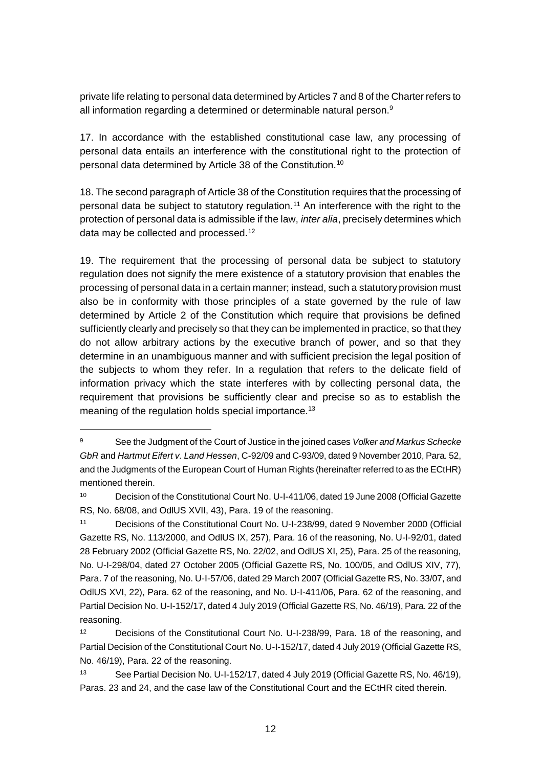private life relating to personal data determined by Articles 7 and 8 of the Charter refers to all information regarding a determined or determinable natural person.[9]

17. In accordance with the established constitutional case law, any processing of personal data entails an interference with the constitutional right to the protection of personal data determined by Article 38 of the Constitution.[10]

18. The second paragraph of Article 38 of the Constitution requires that the processing of personal data be subject to statutory regulation.[11] An interference with the right to the protection of personal data is admissible if the law, *inter alia*, precisely determines which data may be collected and processed.[12]

19. The requirement that the processing of personal data be subject to statutory regulation does not signify the mere existence of a statutory provision that enables the processing of personal data in a certain manner; instead, such a statutory provision must also be in conformity with those principles of a state governed by the rule of law determined by Article 2 of the Constitution which require that provisions be defined sufficiently clearly and precisely so that they can be implemented in practice, so that they do not allow arbitrary actions by the executive branch of power, and so that they determine in an unambiguous manner and with sufficient precision the legal position of the subjects to whom they refer. In a regulation that refers to the delicate field of information privacy which the state interferes with by collecting personal data, the requirement that provisions be sufficiently clear and precise so as to establish the meaning of the regulation holds special importance.[13]

---

[9] See the Judgment of the Court of Justice in the joined cases *Volker and Markus Schecke GbR* and *Hartmut Eifert v. Land Hessen*, C-92/09 and C-93/09, dated 9 November 2010, Para. 52, and the Judgments of the European Court of Human Rights (hereinafter referred to as the ECtHR) mentioned therein.

[10] Decision of the Constitutional Court No. U-I-411/06, dated 19 June 2008 (Official Gazette RS, No. 68/08, and OdlUS XVII, 43), Para. 19 of the reasoning.

[11] Decisions of the Constitutional Court No. U-I-238/99, dated 9 November 2000 (Official Gazette RS, No. 113/2000, and OdlUS IX, 257), Para. 16 of the reasoning, No. U-I-92/01, dated 28 February 2002 (Official Gazette RS, No. 22/02, and OdlUS XI, 25), Para. 25 of the reasoning, No. U-I-298/04, dated 27 October 2005 (Official Gazette RS, No. 100/05, and OdlUS XIV, 77), Para. 7 of the reasoning, No. U-I-57/06, dated 29 March 2007 (Official Gazette RS, No. 33/07, and OdlUS XVI, 22), Para. 62 of the reasoning, and No. U-I-411/06, Para. 62 of the reasoning, and Partial Decision No. U-I-152/17, dated 4 July 2019 (Official Gazette RS, No. 46/19), Para. 22 of the reasoning.

[12] Decisions of the Constitutional Court No. U-I-238/99, Para. 18 of the reasoning, and Partial Decision of the Constitutional Court No. U-I-152/17, dated 4 July 2019 (Official Gazette RS, No. 46/19), Para. 22 of the reasoning.

[13] See Partial Decision No. U-I-152/17, dated 4 July 2019 (Official Gazette RS, No. 46/19), Paras. 23 and 24, and the case law of the Constitutional Court and the ECtHR cited therein.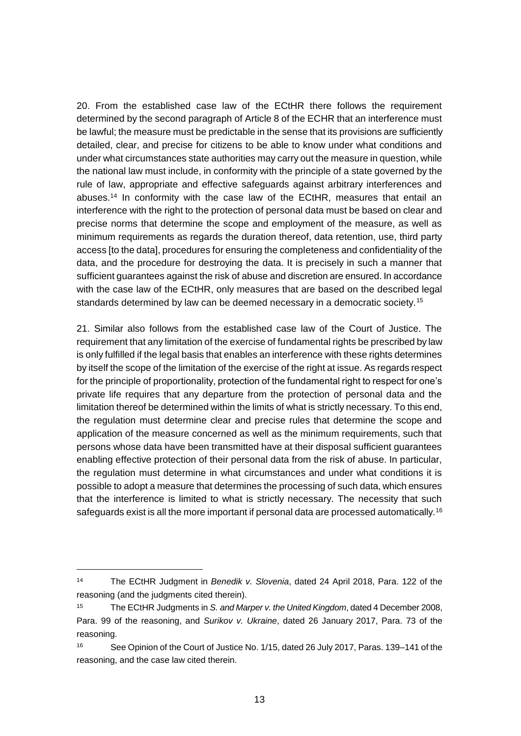20. From the established case law of the ECtHR there follows the requirement determined by the second paragraph of Article 8 of the ECHR that an interference must be lawful; the measure must be predictable in the sense that its provisions are sufficiently detailed, clear, and precise for citizens to be able to know under what conditions and under what circumstances state authorities may carry out the measure in question, while the national law must include, in conformity with the principle of a state governed by the rule of law, appropriate and effective safeguards against arbitrary interferences and abuses.[14] In conformity with the case law of the ECtHR, measures that entail an interference with the right to the protection of personal data must be based on clear and precise norms that determine the scope and employment of the measure, as well as minimum requirements as regards the duration thereof, data retention, use, third party access [to the data], procedures for ensuring the completeness and confidentiality of the data, and the procedure for destroying the data. It is precisely in such a manner that sufficient guarantees against the risk of abuse and discretion are ensured. In accordance with the case law of the ECtHR, only measures that are based on the described legal standards determined by law can be deemed necessary in a democratic society.[15]

21. Similar also follows from the established case law of the Court of Justice. The requirement that any limitation of the exercise of fundamental rights be prescribed by law is only fulfilled if the legal basis that enables an interference with these rights determines by itself the scope of the limitation of the exercise of the right at issue. As regards respect for the principle of proportionality, protection of the fundamental right to respect for one's private life requires that any departure from the protection of personal data and the limitation thereof be determined within the limits of what is strictly necessary. To this end, the regulation must determine clear and precise rules that determine the scope and application of the measure concerned as well as the minimum requirements, such that persons whose data have been transmitted have at their disposal sufficient guarantees enabling effective protection of their personal data from the risk of abuse. In particular, the regulation must determine in what circumstances and under what conditions it is possible to adopt a measure that determines the processing of such data, which ensures that the interference is limited to what is strictly necessary. The necessity that such safeguards exist is all the more important if personal data are processed automatically.[16]

---

[14] The ECtHR Judgment in *Benedik v. Slovenia*, dated 24 April 2018, Para. 122 of the reasoning (and the judgments cited therein).

[15] The ECtHR Judgments in *S. and Marper v. the United Kingdom*, dated 4 December 2008, Para. 99 of the reasoning, and *Surikov v. Ukraine*, dated 26 January 2017, Para. 73 of the reasoning.

[16] See Opinion of the Court of Justice No. 1/15, dated 26 July 2017, Paras. 139–141 of the reasoning, and the case law cited therein.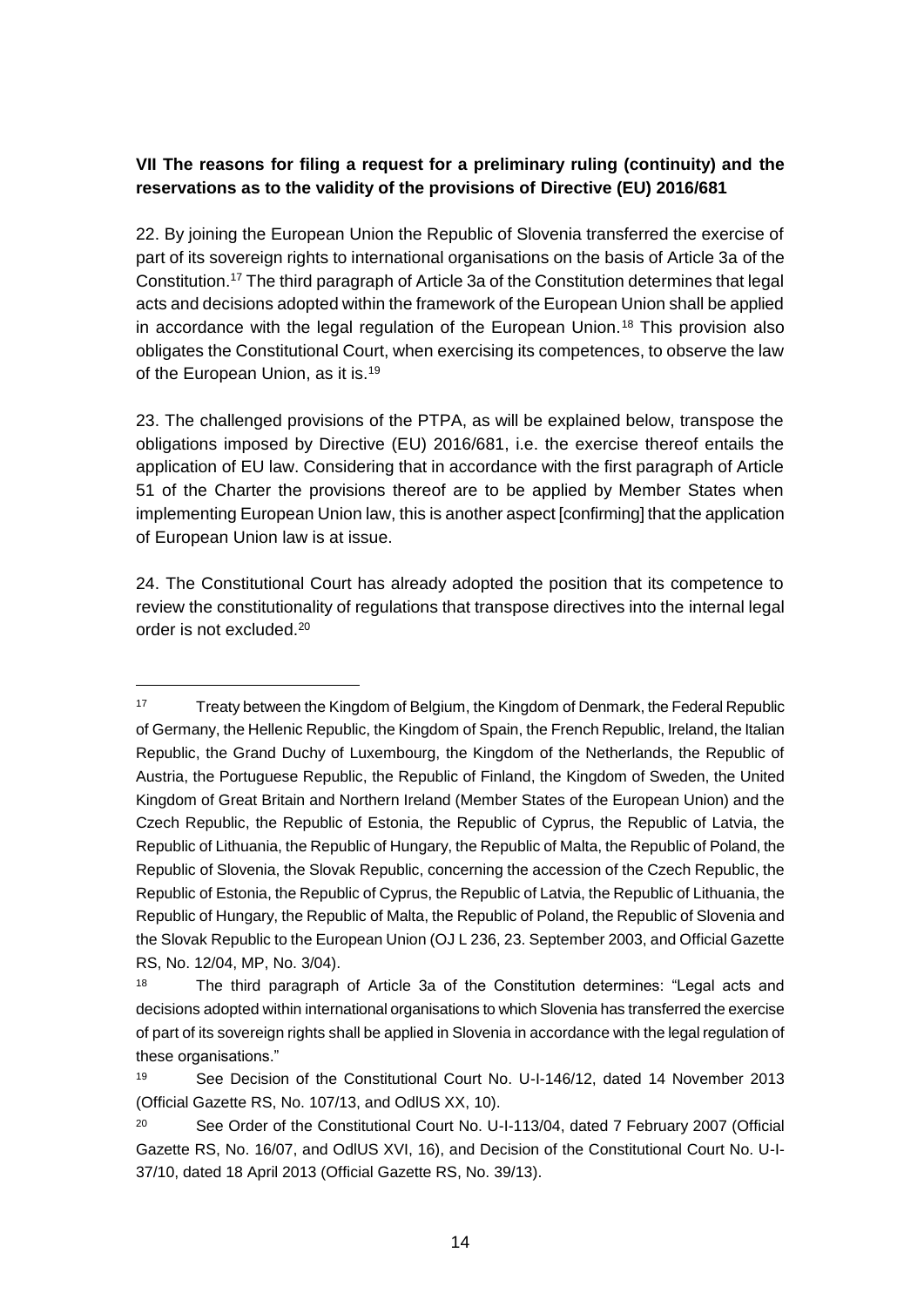**VII The reasons for filing a request for a preliminary ruling (continuity) and the reservations as to the validity of the provisions of Directive (EU) 2016/681**

22. By joining the European Union the Republic of Slovenia transferred the exercise of part of its sovereign rights to international organisations on the basis of Article 3a of the Constitution.[17] The third paragraph of Article 3a of the Constitution determines that legal acts and decisions adopted within the framework of the European Union shall be applied in accordance with the legal regulation of the European Union.[18] This provision also obligates the Constitutional Court, when exercising its competences, to observe the law of the European Union, as it is.[19]

23. The challenged provisions of the PTPA, as will be explained below, transpose the obligations imposed by Directive (EU) 2016/681, i.e. the exercise thereof entails the application of EU law. Considering that in accordance with the first paragraph of Article 51 of the Charter the provisions thereof are to be applied by Member States when implementing European Union law, this is another aspect [confirming] that the application of European Union law is at issue.

24. The Constitutional Court has already adopted the position that its competence to review the constitutionality of regulations that transpose directives into the internal legal order is not excluded.[20]

---

[17] Treaty between the Kingdom of Belgium, the Kingdom of Denmark, the Federal Republic of Germany, the Hellenic Republic, the Kingdom of Spain, the French Republic, Ireland, the Italian Republic, the Grand Duchy of Luxembourg, the Kingdom of the Netherlands, the Republic of Austria, the Portuguese Republic, the Republic of Finland, the Kingdom of Sweden, the United Kingdom of Great Britain and Northern Ireland (Member States of the European Union) and the Czech Republic, the Republic of Estonia, the Republic of Cyprus, the Republic of Latvia, the Republic of Lithuania, the Republic of Hungary, the Republic of Malta, the Republic of Poland, the Republic of Slovenia, the Slovak Republic, concerning the accession of the Czech Republic, the Republic of Estonia, the Republic of Cyprus, the Republic of Latvia, the Republic of Lithuania, the Republic of Hungary, the Republic of Malta, the Republic of Poland, the Republic of Slovenia and the Slovak Republic to the European Union (OJ L 236, 23. September 2003, and Official Gazette RS, No. 12/04, MP, No. 3/04).

[18] The third paragraph of Article 3a of the Constitution determines: "Legal acts and decisions adopted within international organisations to which Slovenia has transferred the exercise of part of its sovereign rights shall be applied in Slovenia in accordance with the legal regulation of these organisations."

[19] See Decision of the Constitutional Court No. U-I-146/12, dated 14 November 2013 (Official Gazette RS, No. 107/13, and OdlUS XX, 10).

[20] See Order of the Constitutional Court No. U-I-113/04, dated 7 February 2007 (Official Gazette RS, No. 16/07, and OdlUS XVI, 16), and Decision of the Constitutional Court No. U-I-37/10, dated 18 April 2013 (Official Gazette RS, No. 39/13).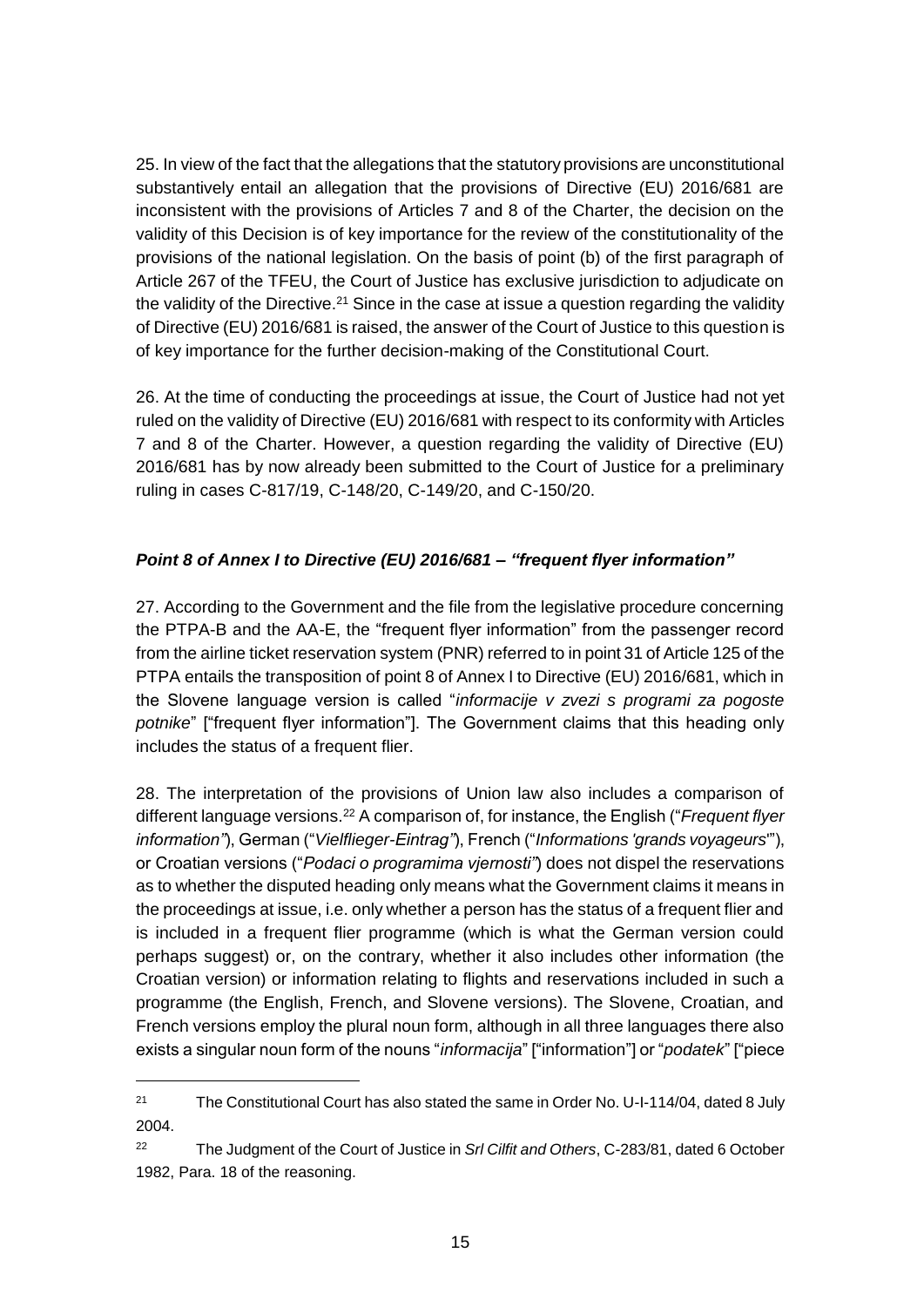25. In view of the fact that the allegations that the statutory provisions are unconstitutional substantively entail an allegation that the provisions of Directive (EU) 2016/681 are inconsistent with the provisions of Articles 7 and 8 of the Charter, the decision on the validity of this Decision is of key importance for the review of the constitutionality of the provisions of the national legislation. On the basis of point (b) of the first paragraph of Article 267 of the TFEU, the Court of Justice has exclusive jurisdiction to adjudicate on the validity of the Directive.[21] Since in the case at issue a question regarding the validity of Directive (EU) 2016/681 is raised, the answer of the Court of Justice to this question is of key importance for the further decision-making of the Constitutional Court.

26. At the time of conducting the proceedings at issue, the Court of Justice had not yet ruled on the validity of Directive (EU) 2016/681 with respect to its conformity with Articles 7 and 8 of the Charter. However, a question regarding the validity of Directive (EU) 2016/681 has by now already been submitted to the Court of Justice for a preliminary ruling in cases C-817/19, C-148/20, C-149/20, and C-150/20.

***Point 8 of Annex I to Directive (EU) 2016/681 – "frequent flyer information"***

27. According to the Government and the file from the legislative procedure concerning the PTPA-B and the AA-E, the "frequent flyer information" from the passenger record from the airline ticket reservation system (PNR) referred to in point 31 of Article 125 of the PTPA entails the transposition of point 8 of Annex I to Directive (EU) 2016/681, which in the Slovene language version is called "*informacije v zvezi s programi za pogoste potnike*" ["frequent flyer information"]. The Government claims that this heading only includes the status of a frequent flier.

28. The interpretation of the provisions of Union law also includes a comparison of different language versions.[22] A comparison of, for instance, the English ("*Frequent flyer information*"), German ("*Vielflieger-Eintrag*"), French ("*Informations 'grands voyageurs'*"), or Croatian versions ("*Podaci o programima vjernosti*") does not dispel the reservations as to whether the disputed heading only means what the Government claims it means in the proceedings at issue, i.e. only whether a person has the status of a frequent flier and is included in a frequent flier programme (which is what the German version could perhaps suggest) or, on the contrary, whether it also includes other information (the Croatian version) or information relating to flights and reservations included in such a programme (the English, French, and Slovene versions). The Slovene, Croatian, and French versions employ the plural noun form, although in all three languages there also exists a singular noun form of the nouns "*informacija*" ["information"] or "*podatek*" ["piece

---

[21] The Constitutional Court has also stated the same in Order No. U-I-114/04, dated 8 July 2004.

[22] The Judgment of the Court of Justice in *Srl Cilfit and Others*, C-283/81, dated 6 October 1982, Para. 18 of the reasoning.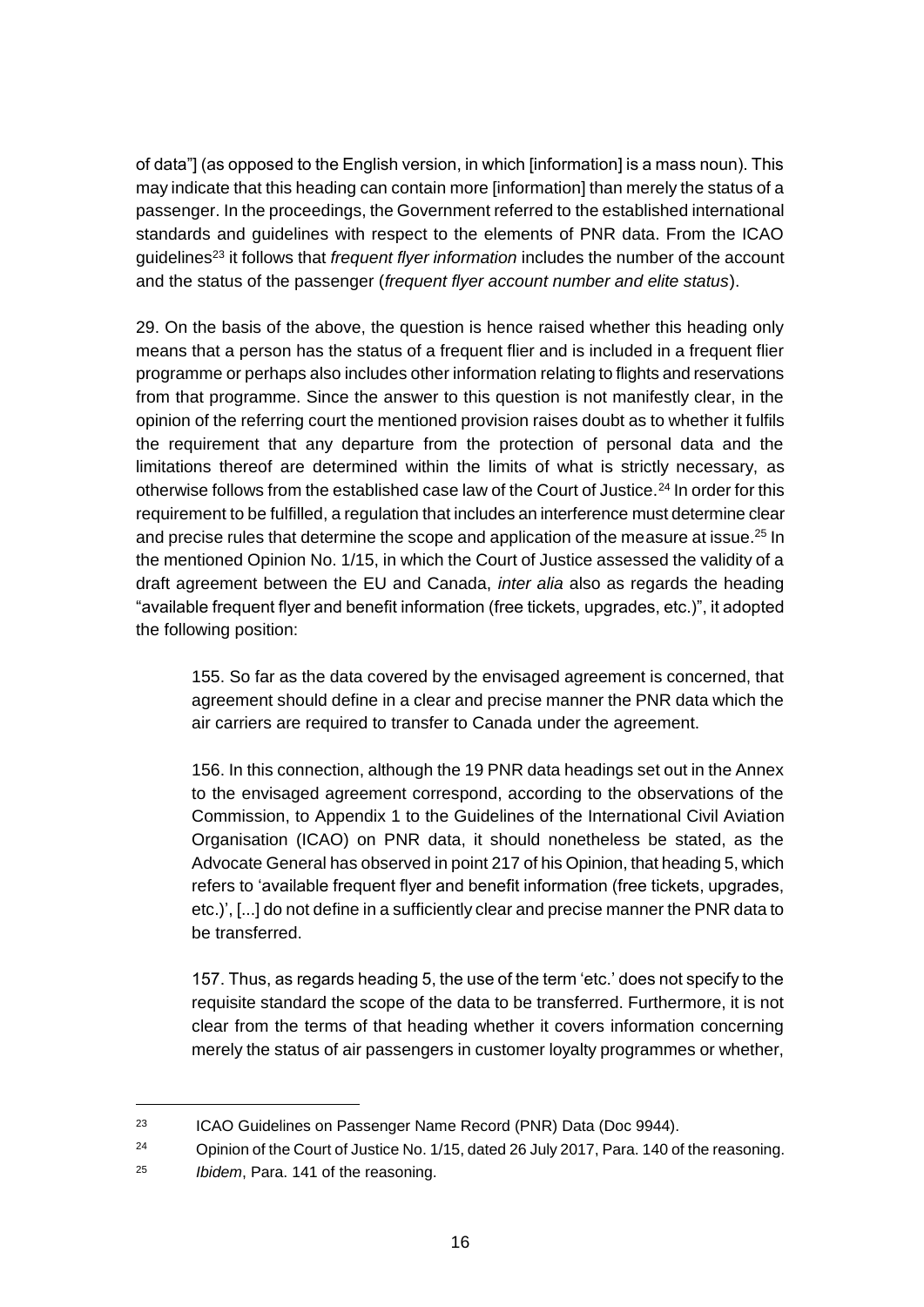of data"] (as opposed to the English version, in which [information] is a mass noun). This may indicate that this heading can contain more [information] than merely the status of a passenger. In the proceedings, the Government referred to the established international standards and guidelines with respect to the elements of PNR data. From the ICAO guidelines[23] it follows that *frequent flyer information* includes the number of the account and the status of the passenger (*frequent flyer account number and elite status*).

29. On the basis of the above, the question is hence raised whether this heading only means that a person has the status of a frequent flier and is included in a frequent flier programme or perhaps also includes other information relating to flights and reservations from that programme. Since the answer to this question is not manifestly clear, in the opinion of the referring court the mentioned provision raises doubt as to whether it fulfils the requirement that any departure from the protection of personal data and the limitations thereof are determined within the limits of what is strictly necessary, as otherwise follows from the established case law of the Court of Justice.[24] In order for this requirement to be fulfilled, a regulation that includes an interference must determine clear and precise rules that determine the scope and application of the measure at issue.[25] In the mentioned Opinion No. 1/15, in which the Court of Justice assessed the validity of a draft agreement between the EU and Canada, *inter alia* also as regards the heading "available frequent flyer and benefit information (free tickets, upgrades, etc.)", it adopted the following position:

> 155. So far as the data covered by the envisaged agreement is concerned, that agreement should define in a clear and precise manner the PNR data which the air carriers are required to transfer to Canada under the agreement.
>
> 156. In this connection, although the 19 PNR data headings set out in the Annex to the envisaged agreement correspond, according to the observations of the Commission, to Appendix 1 to the Guidelines of the International Civil Aviation Organisation (ICAO) on PNR data, it should nonetheless be stated, as the Advocate General has observed in point 217 of his Opinion, that heading 5, which refers to 'available frequent flyer and benefit information (free tickets, upgrades, etc.)', [...] do not define in a sufficiently clear and precise manner the PNR data to be transferred.
>
> 157. Thus, as regards heading 5, the use of the term 'etc.' does not specify to the requisite standard the scope of the data to be transferred. Furthermore, it is not clear from the terms of that heading whether it covers information concerning merely the status of air passengers in customer loyalty programmes or whether,

---

[23] ICAO Guidelines on Passenger Name Record (PNR) Data (Doc 9944).

[24] Opinion of the Court of Justice No. 1/15, dated 26 July 2017, Para. 140 of the reasoning.

[25] *Ibidem*, Para. 141 of the reasoning.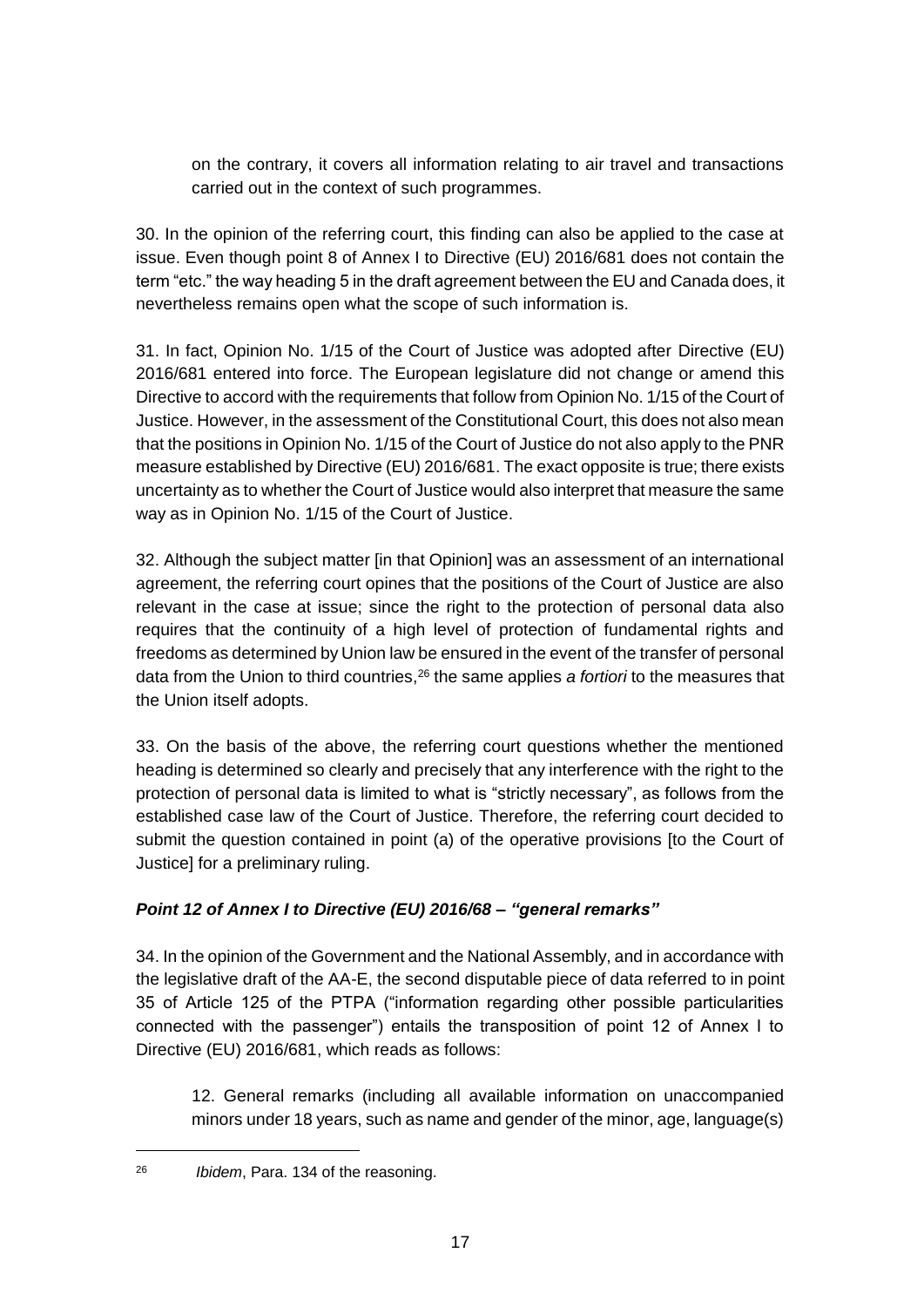on the contrary, it covers all information relating to air travel and transactions carried out in the context of such programmes.

30. In the opinion of the referring court, this finding can also be applied to the case at issue. Even though point 8 of Annex I to Directive (EU) 2016/681 does not contain the term "etc." the way heading 5 in the draft agreement between the EU and Canada does, it nevertheless remains open what the scope of such information is.

31. In fact, Opinion No. 1/15 of the Court of Justice was adopted after Directive (EU) 2016/681 entered into force. The European legislature did not change or amend this Directive to accord with the requirements that follow from Opinion No. 1/15 of the Court of Justice. However, in the assessment of the Constitutional Court, this does not also mean that the positions in Opinion No. 1/15 of the Court of Justice do not also apply to the PNR measure established by Directive (EU) 2016/681. The exact opposite is true; there exists uncertainty as to whether the Court of Justice would also interpret that measure the same way as in Opinion No. 1/15 of the Court of Justice.

32. Although the subject matter [in that Opinion] was an assessment of an international agreement, the referring court opines that the positions of the Court of Justice are also relevant in the case at issue; since the right to the protection of personal data also requires that the continuity of a high level of protection of fundamental rights and freedoms as determined by Union law be ensured in the event of the transfer of personal data from the Union to third countries,[26] the same applies *a fortiori* to the measures that the Union itself adopts.

33. On the basis of the above, the referring court questions whether the mentioned heading is determined so clearly and precisely that any interference with the right to the protection of personal data is limited to what is "strictly necessary", as follows from the established case law of the Court of Justice. Therefore, the referring court decided to submit the question contained in point (a) of the operative provisions [to the Court of Justice] for a preliminary ruling.

### *Point 12 of Annex I to Directive (EU) 2016/68 – "general remarks"*

34. In the opinion of the Government and the National Assembly, and in accordance with the legislative draft of the AA-E, the second disputable piece of data referred to in point 35 of Article 125 of the PTPA ("information regarding other possible particularities connected with the passenger") entails the transposition of point 12 of Annex I to Directive (EU) 2016/681, which reads as follows:

> 12. General remarks (including all available information on unaccompanied minors under 18 years, such as name and gender of the minor, age, language(s)

---

[26] *Ibidem*, Para. 134 of the reasoning.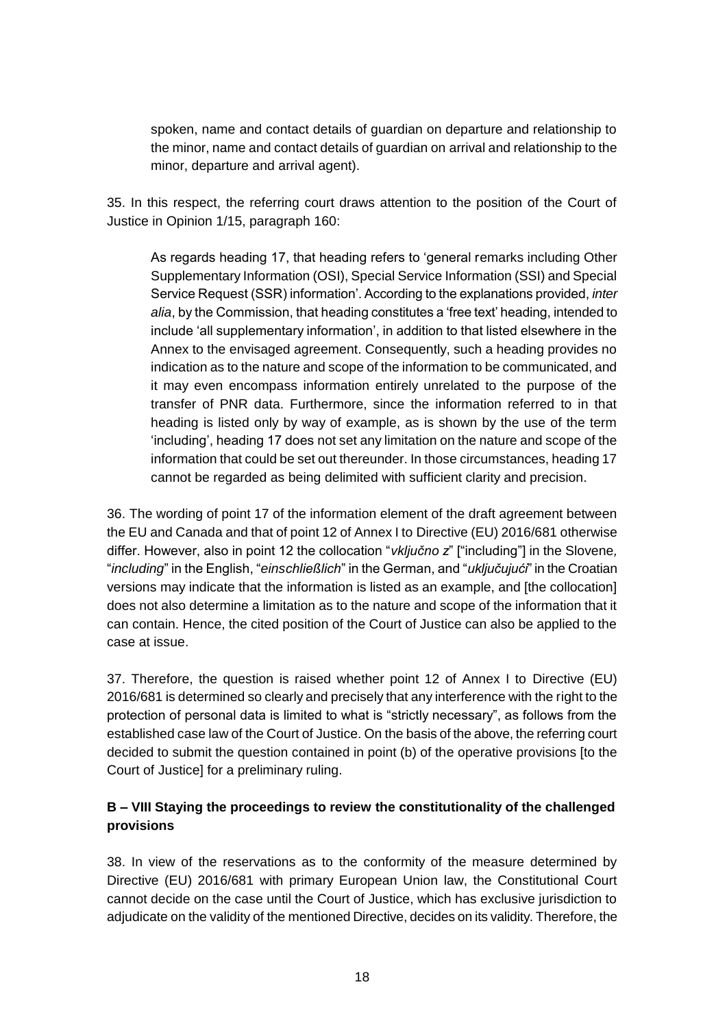spoken, name and contact details of guardian on departure and relationship to the minor, name and contact details of guardian on arrival and relationship to the minor, departure and arrival agent).

35. In this respect, the referring court draws attention to the position of the Court of Justice in Opinion 1/15, paragraph 160:

> As regards heading 17, that heading refers to 'general remarks including Other Supplementary Information (OSI), Special Service Information (SSI) and Special Service Request (SSR) information'. According to the explanations provided, *inter alia*, by the Commission, that heading constitutes a 'free text' heading, intended to include 'all supplementary information', in addition to that listed elsewhere in the Annex to the envisaged agreement. Consequently, such a heading provides no indication as to the nature and scope of the information to be communicated, and it may even encompass information entirely unrelated to the purpose of the transfer of PNR data. Furthermore, since the information referred to in that heading is listed only by way of example, as is shown by the use of the term 'including', heading 17 does not set any limitation on the nature and scope of the information that could be set out thereunder. In those circumstances, heading 17 cannot be regarded as being delimited with sufficient clarity and precision.

36. The wording of point 17 of the information element of the draft agreement between the EU and Canada and that of point 12 of Annex I to Directive (EU) 2016/681 otherwise differ. However, also in point 12 the collocation "*vključno z*" ["including"] in the Slovene, "*including*" in the English, "*einschließlich*" in the German, and "*uključujući*" in the Croatian versions may indicate that the information is listed as an example, and [the collocation] does not also determine a limitation as to the nature and scope of the information that it can contain. Hence, the cited position of the Court of Justice can also be applied to the case at issue.

37. Therefore, the question is raised whether point 12 of Annex I to Directive (EU) 2016/681 is determined so clearly and precisely that any interference with the right to the protection of personal data is limited to what is "strictly necessary", as follows from the established case law of the Court of Justice. On the basis of the above, the referring court decided to submit the question contained in point (b) of the operative provisions [to the Court of Justice] for a preliminary ruling.

### B – VIII Staying the proceedings to review the constitutionality of the challenged provisions

38. In view of the reservations as to the conformity of the measure determined by Directive (EU) 2016/681 with primary European Union law, the Constitutional Court cannot decide on the case until the Court of Justice, which has exclusive jurisdiction to adjudicate on the validity of the mentioned Directive, decides on its validity. Therefore, the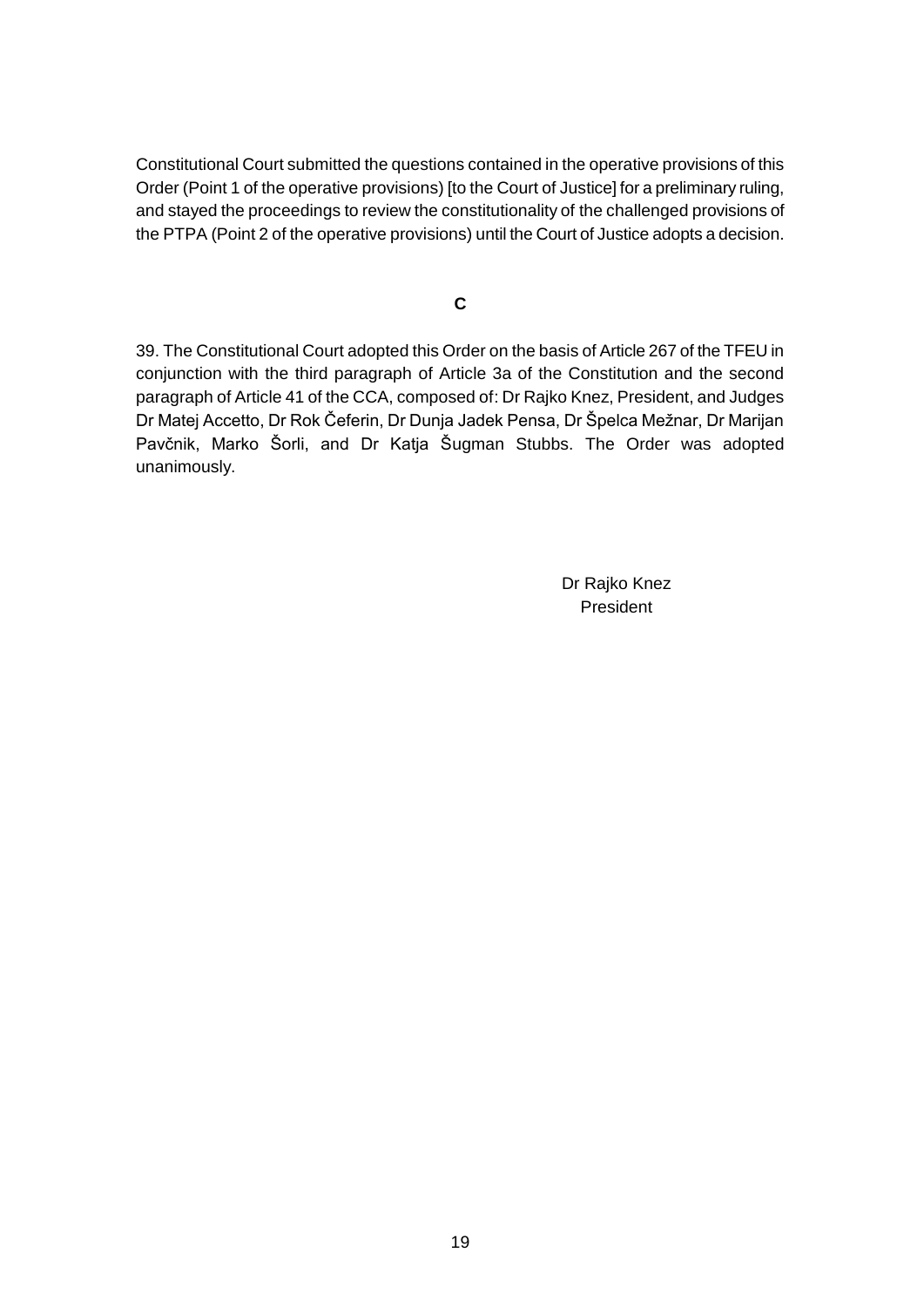Constitutional Court submitted the questions contained in the operative provisions of this Order (Point 1 of the operative provisions) [to the Court of Justice] for a preliminary ruling, and stayed the proceedings to review the constitutionality of the challenged provisions of the PTPA (Point 2 of the operative provisions) until the Court of Justice adopts a decision.

**C**

39. The Constitutional Court adopted this Order on the basis of Article 267 of the TFEU in conjunction with the third paragraph of Article 3a of the Constitution and the second paragraph of Article 41 of the CCA, composed of: Dr Rajko Knez, President, and Judges Dr Matej Accetto, Dr Rok Čeferin, Dr Dunja Jadek Pensa, Dr Špelca Mežnar, Dr Marijan Pavčnik, Marko Šorli, and Dr Katja Šugman Stubbs. The Order was adopted unanimously.

Dr Rajko Knez
President